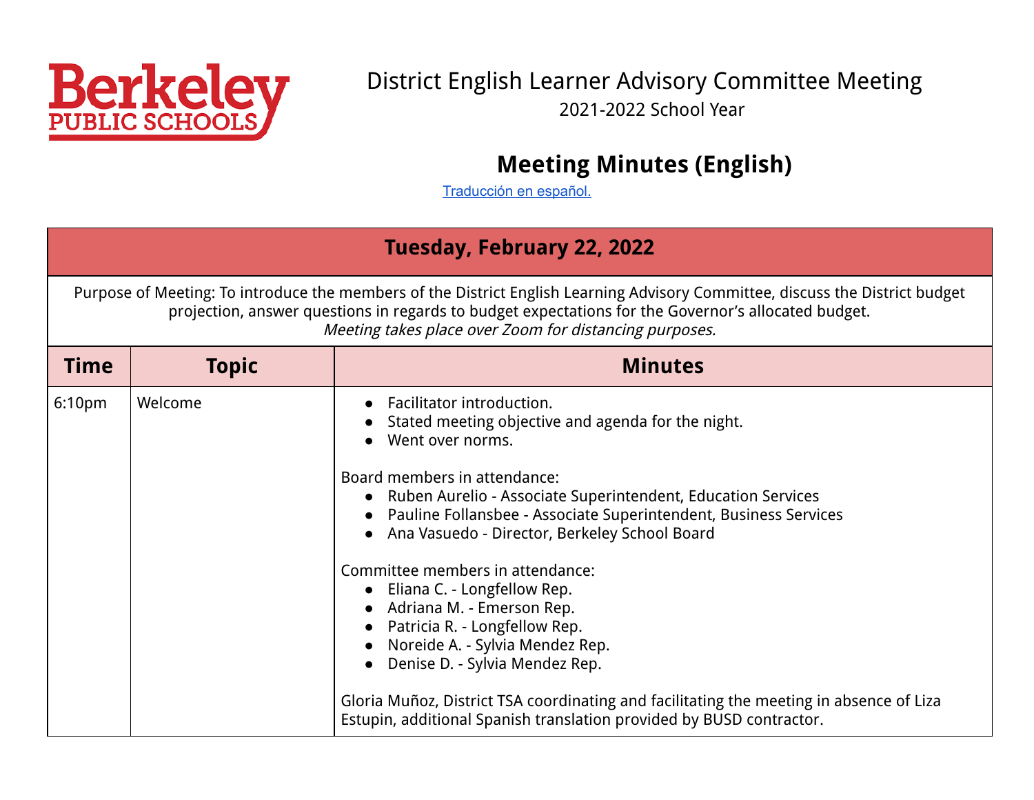Berkeley PUBLIC SCHOOLS

# District English Learner Advisory Committee Meeting

2021-2022 School Year

## Meeting Minutes (English)

Traducción en español.

| Tuesday, February 22, 2022 | | |
|---|---|---|
| Purpose of Meeting: To introduce the members of the District English Learning Advisory Committee, discuss the District budget projection, answer questions in regards to budget expectations for the Governor's allocated budget. *Meeting takes place over Zoom for distancing purposes.* | | |
| **Time** | **Topic** | **Minutes** |
| 6:10pm | Welcome | • Facilitator introduction.<br>• Stated meeting objective and agenda for the night.<br>• Went over norms.<br><br>Board members in attendance:<br>• Ruben Aurelio - Associate Superintendent, Education Services<br>• Pauline Follansbee - Associate Superintendent, Business Services<br>• Ana Vasuedo - Director, Berkeley School Board<br><br>Committee members in attendance:<br>• Eliana C. - Longfellow Rep.<br>• Adriana M. - Emerson Rep.<br>• Patricia R. - Longfellow Rep.<br>• Noreide A. - Sylvia Mendez Rep.<br>• Denise D. - Sylvia Mendez Rep.<br><br>Gloria Muñoz, District TSA coordinating and facilitating the meeting in absence of Liza Estupin, additional Spanish translation provided by BUSD contractor. |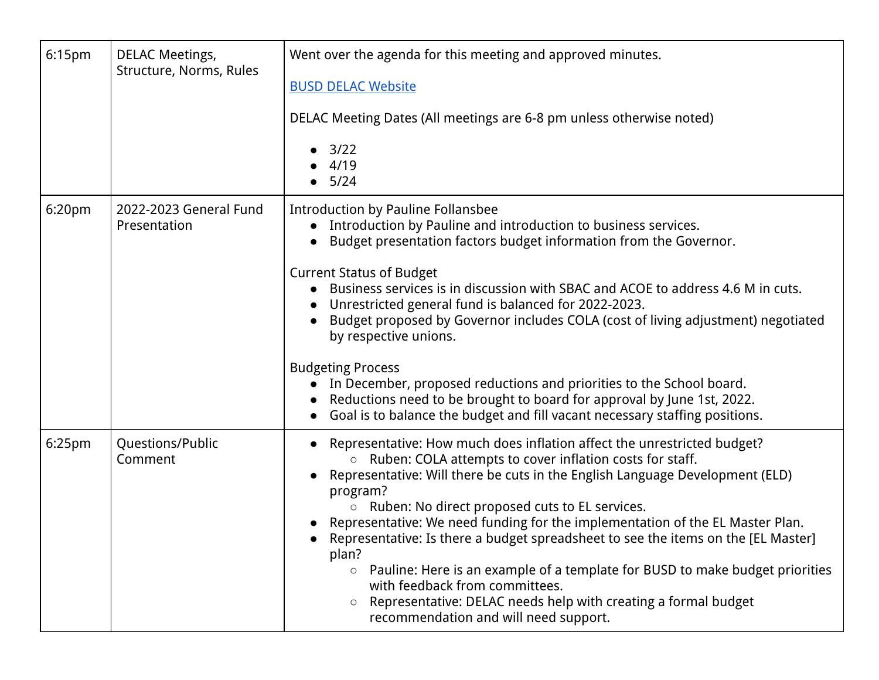| | | |
|---|---|---|
| 6:15pm | DELAC Meetings, Structure, Norms, Rules | Went over the agenda for this meeting and approved minutes.<br><br>BUSD DELAC Website<br><br>DELAC Meeting Dates (All meetings are 6-8 pm unless otherwise noted)<br><br>• 3/22<br>• 4/19<br>• 5/24 |
| 6:20pm | 2022-2023 General Fund Presentation | Introduction by Pauline Follansbee<br>• Introduction by Pauline and introduction to business services.<br>• Budget presentation factors budget information from the Governor.<br><br>Current Status of Budget<br>• Business services is in discussion with SBAC and ACOE to address 4.6 M in cuts.<br>• Unrestricted general fund is balanced for 2022-2023.<br>• Budget proposed by Governor includes COLA (cost of living adjustment) negotiated by respective unions.<br><br>Budgeting Process<br>• In December, proposed reductions and priorities to the School board.<br>• Reductions need to be brought to board for approval by June 1st, 2022.<br>• Goal is to balance the budget and fill vacant necessary staffing positions. |
| 6:25pm | Questions/Public Comment | • Representative: How much does inflation affect the unrestricted budget?<br>&nbsp;&nbsp;&nbsp;&nbsp;○ Ruben: COLA attempts to cover inflation costs for staff.<br>• Representative: Will there be cuts in the English Language Development (ELD) program?<br>&nbsp;&nbsp;&nbsp;&nbsp;○ Ruben: No direct proposed cuts to EL services.<br>• Representative: We need funding for the implementation of the EL Master Plan.<br>• Representative: Is there a budget spreadsheet to see the items on the [EL Master] plan?<br>&nbsp;&nbsp;&nbsp;&nbsp;○ Pauline: Here is an example of a template for BUSD to make budget priorities with feedback from committees.<br>&nbsp;&nbsp;&nbsp;&nbsp;○ Representative: DELAC needs help with creating a formal budget recommendation and will need support. |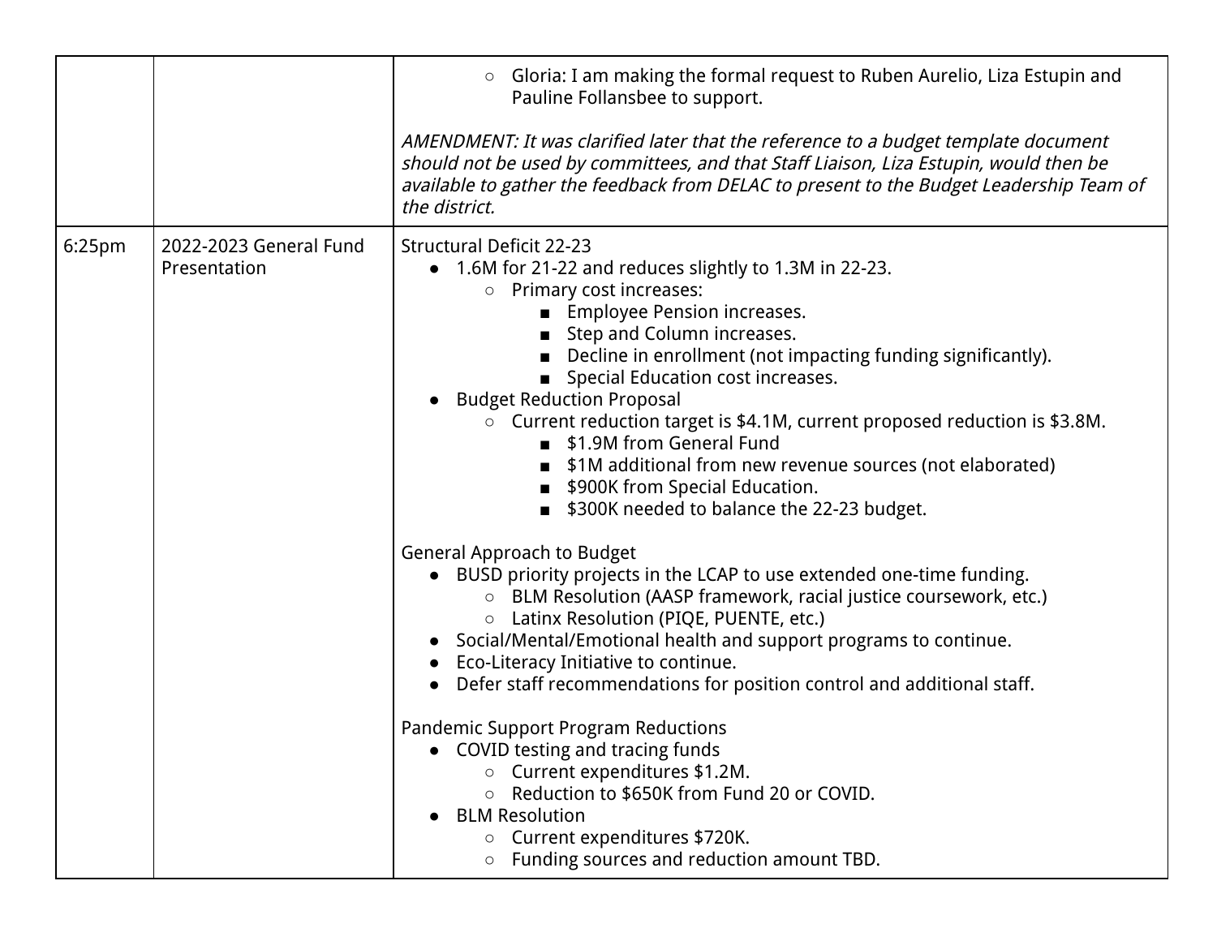| | | |
|---|---|---|
| | | ○ Gloria: I am making the formal request to Ruben Aurelio, Liza Estupin and Pauline Follansbee to support.<br><br>*AMENDMENT: It was clarified later that the reference to a budget template document should not be used by committees, and that Staff Liaison, Liza Estupin, would then be available to gather the feedback from DELAC to present to the Budget Leadership Team of the district.* |
| 6:25pm | 2022-2023 General Fund Presentation | Structural Deficit 22-23<br>● 1.6M for 21-22 and reduces slightly to 1.3M in 22-23.<br>&nbsp;&nbsp;&nbsp;&nbsp;○ Primary cost increases:<br>&nbsp;&nbsp;&nbsp;&nbsp;&nbsp;&nbsp;&nbsp;&nbsp;■ Employee Pension increases.<br>&nbsp;&nbsp;&nbsp;&nbsp;&nbsp;&nbsp;&nbsp;&nbsp;■ Step and Column increases.<br>&nbsp;&nbsp;&nbsp;&nbsp;&nbsp;&nbsp;&nbsp;&nbsp;■ Decline in enrollment (not impacting funding significantly).<br>&nbsp;&nbsp;&nbsp;&nbsp;&nbsp;&nbsp;&nbsp;&nbsp;■ Special Education cost increases.<br>● Budget Reduction Proposal<br>&nbsp;&nbsp;&nbsp;&nbsp;○ Current reduction target is $4.1M, current proposed reduction is $3.8M.<br>&nbsp;&nbsp;&nbsp;&nbsp;&nbsp;&nbsp;&nbsp;&nbsp;■ $1.9M from General Fund<br>&nbsp;&nbsp;&nbsp;&nbsp;&nbsp;&nbsp;&nbsp;&nbsp;■ $1M additional from new revenue sources (not elaborated)<br>&nbsp;&nbsp;&nbsp;&nbsp;&nbsp;&nbsp;&nbsp;&nbsp;■ $900K from Special Education.<br>&nbsp;&nbsp;&nbsp;&nbsp;&nbsp;&nbsp;&nbsp;&nbsp;■ $300K needed to balance the 22-23 budget.<br><br>General Approach to Budget<br>● BUSD priority projects in the LCAP to use extended one-time funding.<br>&nbsp;&nbsp;&nbsp;&nbsp;○ BLM Resolution (AASP framework, racial justice coursework, etc.)<br>&nbsp;&nbsp;&nbsp;&nbsp;○ Latinx Resolution (PIQE, PUENTE, etc.)<br>● Social/Mental/Emotional health and support programs to continue.<br>● Eco-Literacy Initiative to continue.<br>● Defer staff recommendations for position control and additional staff.<br><br>Pandemic Support Program Reductions<br>● COVID testing and tracing funds<br>&nbsp;&nbsp;&nbsp;&nbsp;○ Current expenditures $1.2M.<br>&nbsp;&nbsp;&nbsp;&nbsp;○ Reduction to $650K from Fund 20 or COVID.<br>● BLM Resolution<br>&nbsp;&nbsp;&nbsp;&nbsp;○ Current expenditures $720K.<br>&nbsp;&nbsp;&nbsp;&nbsp;○ Funding sources and reduction amount TBD. |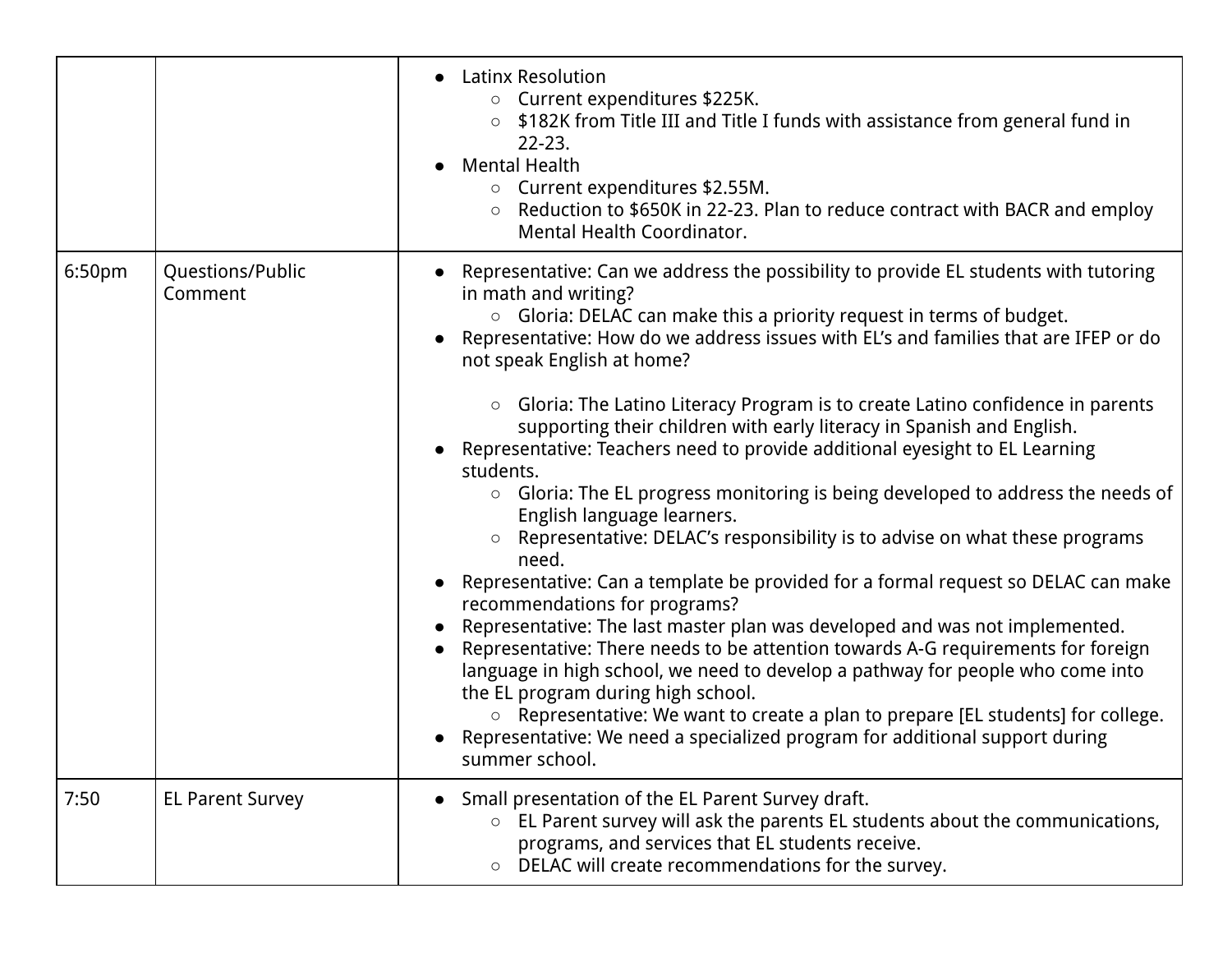| | | |
|---|---|---|
| | | • Latinx Resolution<br>  ○ Current expenditures $225K.<br>  ○ $182K from Title III and Title I funds with assistance from general fund in 22-23.<br>• Mental Health<br>  ○ Current expenditures $2.55M.<br>  ○ Reduction to $650K in 22-23. Plan to reduce contract with BACR and employ Mental Health Coordinator. |
| 6:50pm | Questions/Public Comment | • Representative: Can we address the possibility to provide EL students with tutoring in math and writing?<br>  ○ Gloria: DELAC can make this a priority request in terms of budget.<br>• Representative: How do we address issues with EL's and families that are IFEP or do not speak English at home?<br>  ○ Gloria: The Latino Literacy Program is to create Latino confidence in parents supporting their children with early literacy in Spanish and English.<br>• Representative: Teachers need to provide additional eyesight to EL Learning students.<br>  ○ Gloria: The EL progress monitoring is being developed to address the needs of English language learners.<br>  ○ Representative: DELAC's responsibility is to advise on what these programs need.<br>• Representative: Can a template be provided for a formal request so DELAC can make recommendations for programs?<br>• Representative: The last master plan was developed and was not implemented.<br>• Representative: There needs to be attention towards A-G requirements for foreign language in high school, we need to develop a pathway for people who come into the EL program during high school.<br>  ○ Representative: We want to create a plan to prepare [EL students] for college.<br>• Representative: We need a specialized program for additional support during summer school. |
| 7:50 | EL Parent Survey | • Small presentation of the EL Parent Survey draft.<br>  ○ EL Parent survey will ask the parents EL students about the communications, programs, and services that EL students receive.<br>  ○ DELAC will create recommendations for the survey. |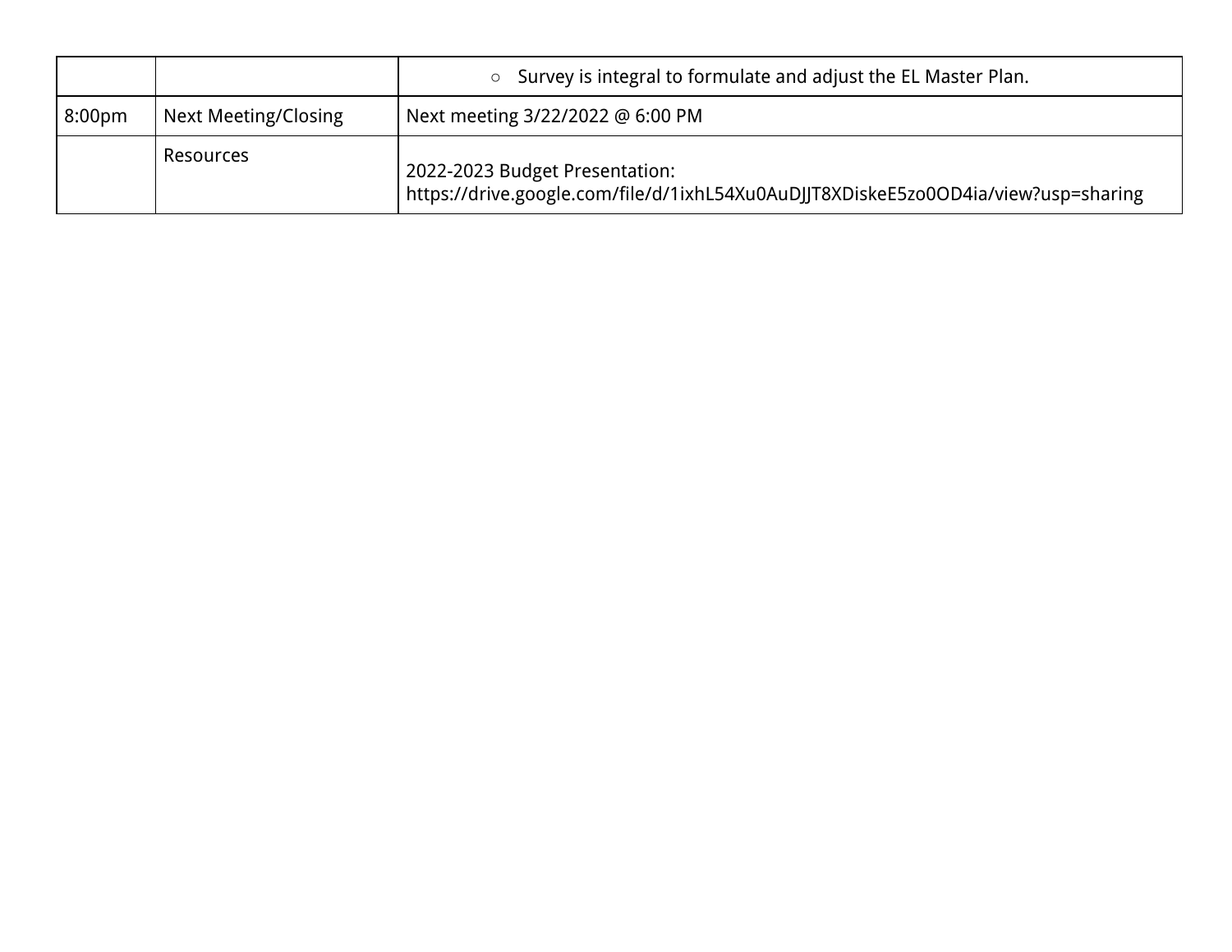| | | |
|---|---|---|
| | | ○ Survey is integral to formulate and adjust the EL Master Plan. |
| 8:00pm | Next Meeting/Closing | Next meeting 3/22/2022 @ 6:00 PM |
| | Resources | 2022-2023 Budget Presentation: https://drive.google.com/file/d/1ixhL54Xu0AuDJJT8XDiskeE5zo0OD4ia/view?usp=sharing |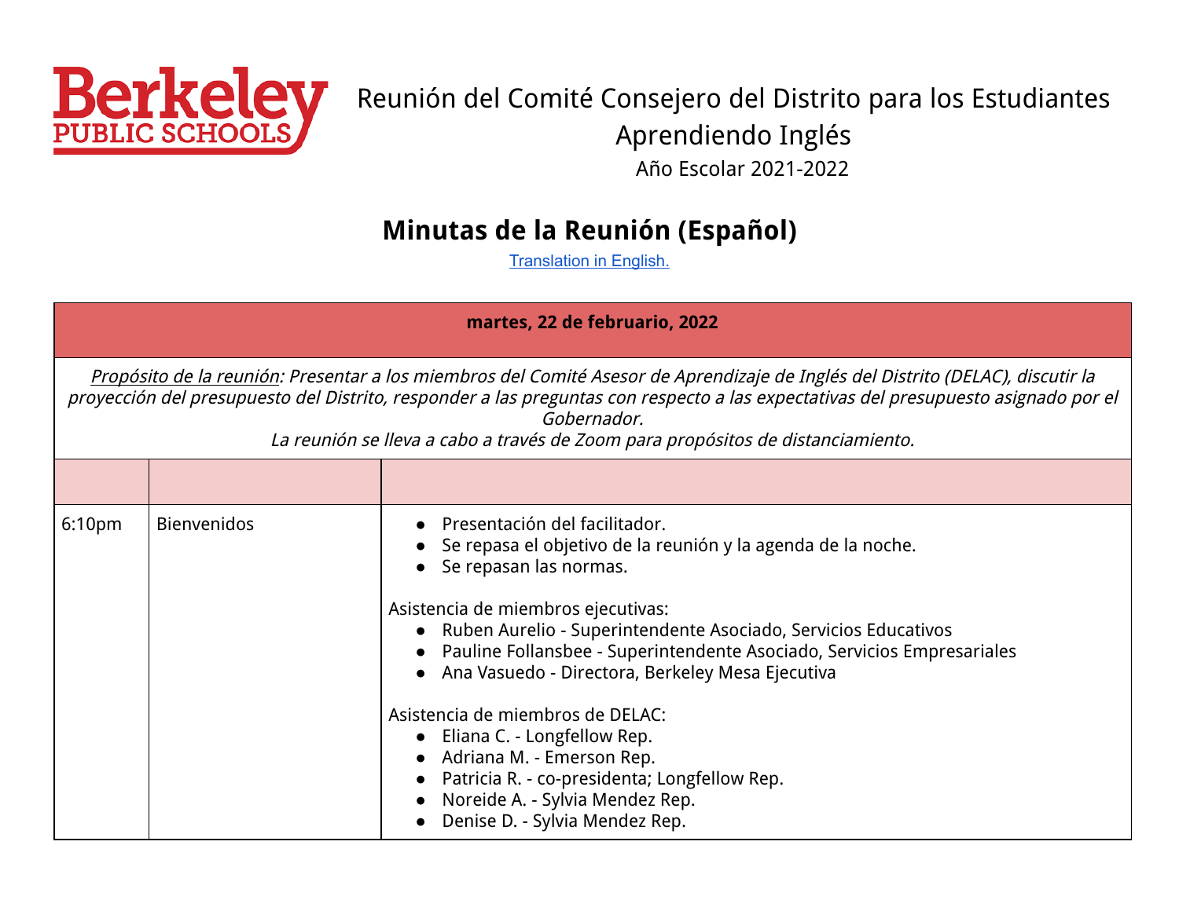Berkeley PUBLIC SCHOOLS

# Reunión del Comité Consejero del Distrito para los Estudiantes Aprendiendo Inglés

Año Escolar 2021-2022

## Minutas de la Reunión (Español)

[Translation in English.]

| martes, 22 de februario, 2022 | | |
|---|---|---|
| *Propósito de la reunión: Presentar a los miembros del Comité Asesor de Aprendizaje de Inglés del Distrito (DELAC), discutir la proyección del presupuesto del Distrito, responder a las preguntas con respecto a las expectativas del presupuesto asignado por el Gobernador.<br>La reunión se lleva a cabo a través de Zoom para propósitos de distanciamiento.* | | |
| | | |
| 6:10pm | Bienvenidos | ● Presentación del facilitador.<br>● Se repasa el objetivo de la reunión y la agenda de la noche.<br>● Se repasan las normas.<br><br>Asistencia de miembros ejecutivas:<br>● Ruben Aurelio - Superintendente Asociado, Servicios Educativos<br>● Pauline Follansbee - Superintendente Asociado, Servicios Empresariales<br>● Ana Vasuedo - Directora, Berkeley Mesa Ejecutiva<br><br>Asistencia de miembros de DELAC:<br>● Eliana C. - Longfellow Rep.<br>● Adriana M. - Emerson Rep.<br>● Patricia R. - co-presidenta; Longfellow Rep.<br>● Noreide A. - Sylvia Mendez Rep.<br>● Denise D. - Sylvia Mendez Rep. |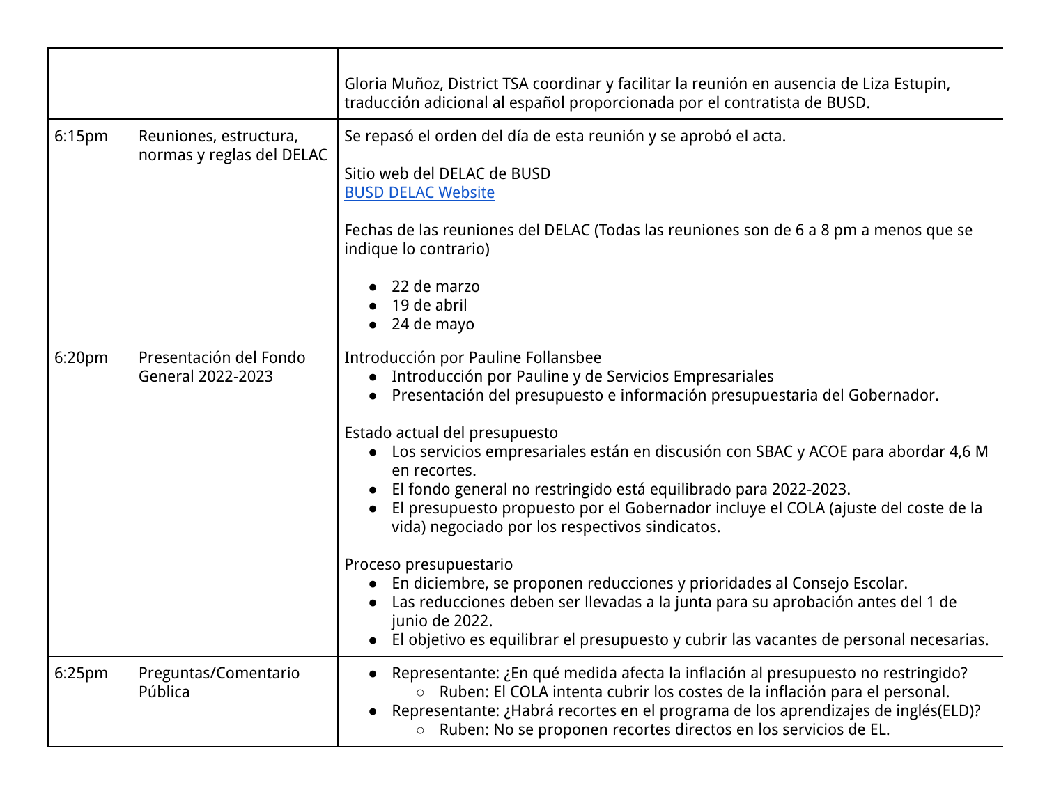| | | |
|---|---|---|
| | | Gloria Muñoz, District TSA coordinar y facilitar la reunión en ausencia de Liza Estupin, traducción adicional al español proporcionada por el contratista de BUSD. |
| 6:15pm | Reuniones, estructura, normas y reglas del DELAC | Se repasó el orden del día de esta reunión y se aprobó el acta.<br><br>Sitio web del DELAC de BUSD<br>[BUSD DELAC Website]()<br><br>Fechas de las reuniones del DELAC (Todas las reuniones son de 6 a 8 pm a menos que se indique lo contrario)<br><br>• 22 de marzo<br>• 19 de abril<br>• 24 de mayo |
| 6:20pm | Presentación del Fondo General 2022-2023 | Introducción por Pauline Follansbee<br>• Introducción por Pauline y de Servicios Empresariales<br>• Presentación del presupuesto e información presupuestaria del Gobernador.<br><br>Estado actual del presupuesto<br>• Los servicios empresariales están en discusión con SBAC y ACOE para abordar 4,6 M en recortes.<br>• El fondo general no restringido está equilibrado para 2022-2023.<br>• El presupuesto propuesto por el Gobernador incluye el COLA (ajuste del coste de la vida) negociado por los respectivos sindicatos.<br><br>Proceso presupuestario<br>• En diciembre, se proponen reducciones y prioridades al Consejo Escolar.<br>• Las reducciones deben ser llevadas a la junta para su aprobación antes del 1 de junio de 2022.<br>• El objetivo es equilibrar el presupuesto y cubrir las vacantes de personal necesarias. |
| 6:25pm | Preguntas/Comentario Pública | • Representante: ¿En qué medida afecta la inflación al presupuesto no restringido?<br>&nbsp;&nbsp;&nbsp;&nbsp;○ Ruben: El COLA intenta cubrir los costes de la inflación para el personal.<br>• Representante: ¿Habrá recortes en el programa de los aprendizajes de inglés(ELD)?<br>&nbsp;&nbsp;&nbsp;&nbsp;○ Ruben: No se proponen recortes directos en los servicios de EL. |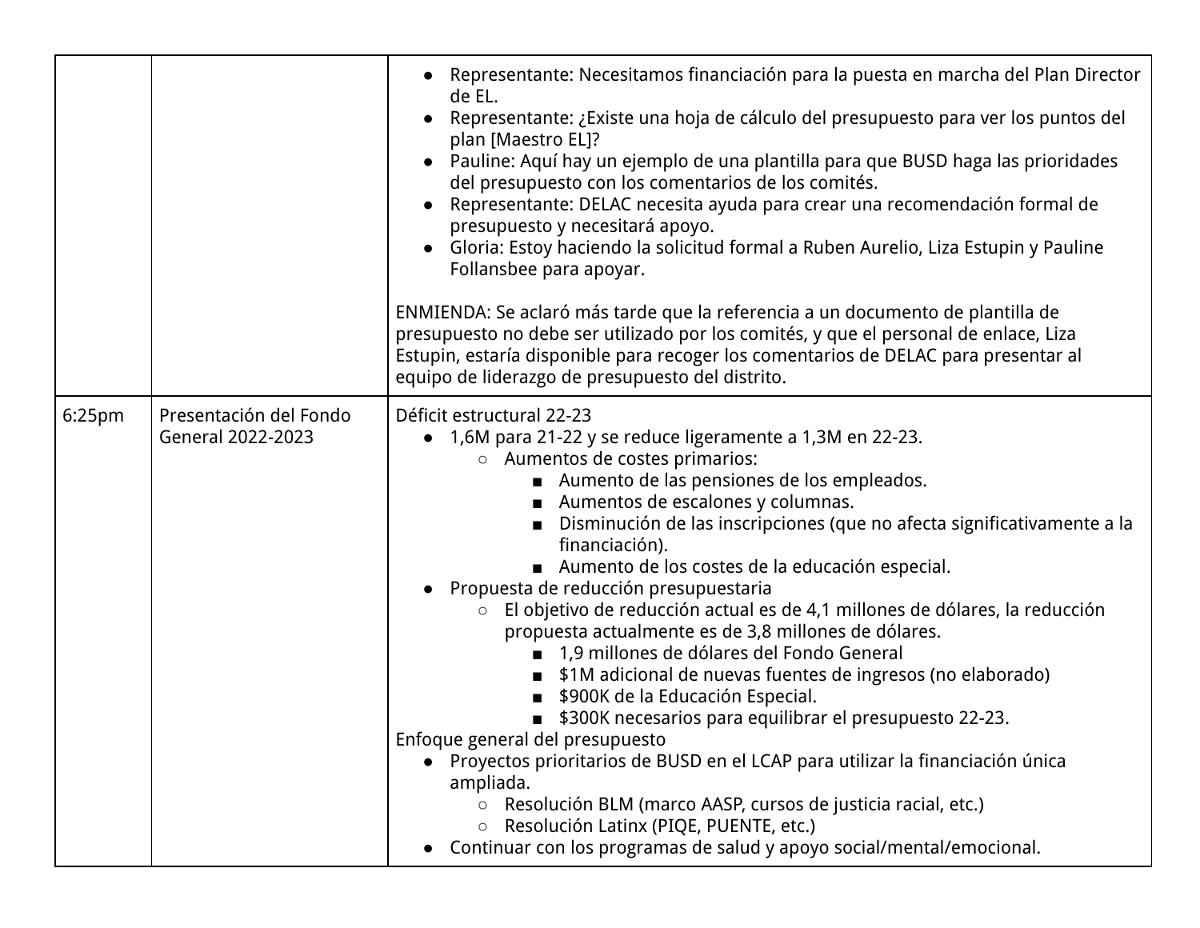| | | |
|---|---|---|
| | | • Representante: Necesitamos financiación para la puesta en marcha del Plan Director de EL.<br>• Representante: ¿Existe una hoja de cálculo del presupuesto para ver los puntos del plan [Maestro EL]?<br>• Pauline: Aquí hay un ejemplo de una plantilla para que BUSD haga las prioridades del presupuesto con los comentarios de los comités.<br>• Representante: DELAC necesita ayuda para crear una recomendación formal de presupuesto y necesitará apoyo.<br>• Gloria: Estoy haciendo la solicitud formal a Ruben Aurelio, Liza Estupin y Pauline Follansbee para apoyar.<br><br>ENMIENDA: Se aclaró más tarde que la referencia a un documento de plantilla de presupuesto no debe ser utilizado por los comités, y que el personal de enlace, Liza Estupin, estaría disponible para recoger los comentarios de DELAC para presentar al equipo de liderazgo de presupuesto del distrito. |
| 6:25pm | Presentación del Fondo General 2022-2023 | Déficit estructural 22-23<br>• 1,6M para 21-22 y se reduce ligeramente a 1,3M en 22-23.<br>  ○ Aumentos de costes primarios:<br>    ■ Aumento de las pensiones de los empleados.<br>    ■ Aumentos de escalones y columnas.<br>    ■ Disminución de las inscripciones (que no afecta significativamente a la financiación).<br>    ■ Aumento de los costes de la educación especial.<br>• Propuesta de reducción presupuestaria<br>  ○ El objetivo de reducción actual es de 4,1 millones de dólares, la reducción propuesta actualmente es de 3,8 millones de dólares.<br>    ■ 1,9 millones de dólares del Fondo General<br>    ■ $1M adicional de nuevas fuentes de ingresos (no elaborado)<br>    ■ $900K de la Educación Especial.<br>    ■ $300K necesarios para equilibrar el presupuesto 22-23.<br>Enfoque general del presupuesto<br>• Proyectos prioritarios de BUSD en el LCAP para utilizar la financiación única ampliada.<br>  ○ Resolución BLM (marco AASP, cursos de justicia racial, etc.)<br>  ○ Resolución Latinx (PIQE, PUENTE, etc.)<br>• Continuar con los programas de salud y apoyo social/mental/emocional. |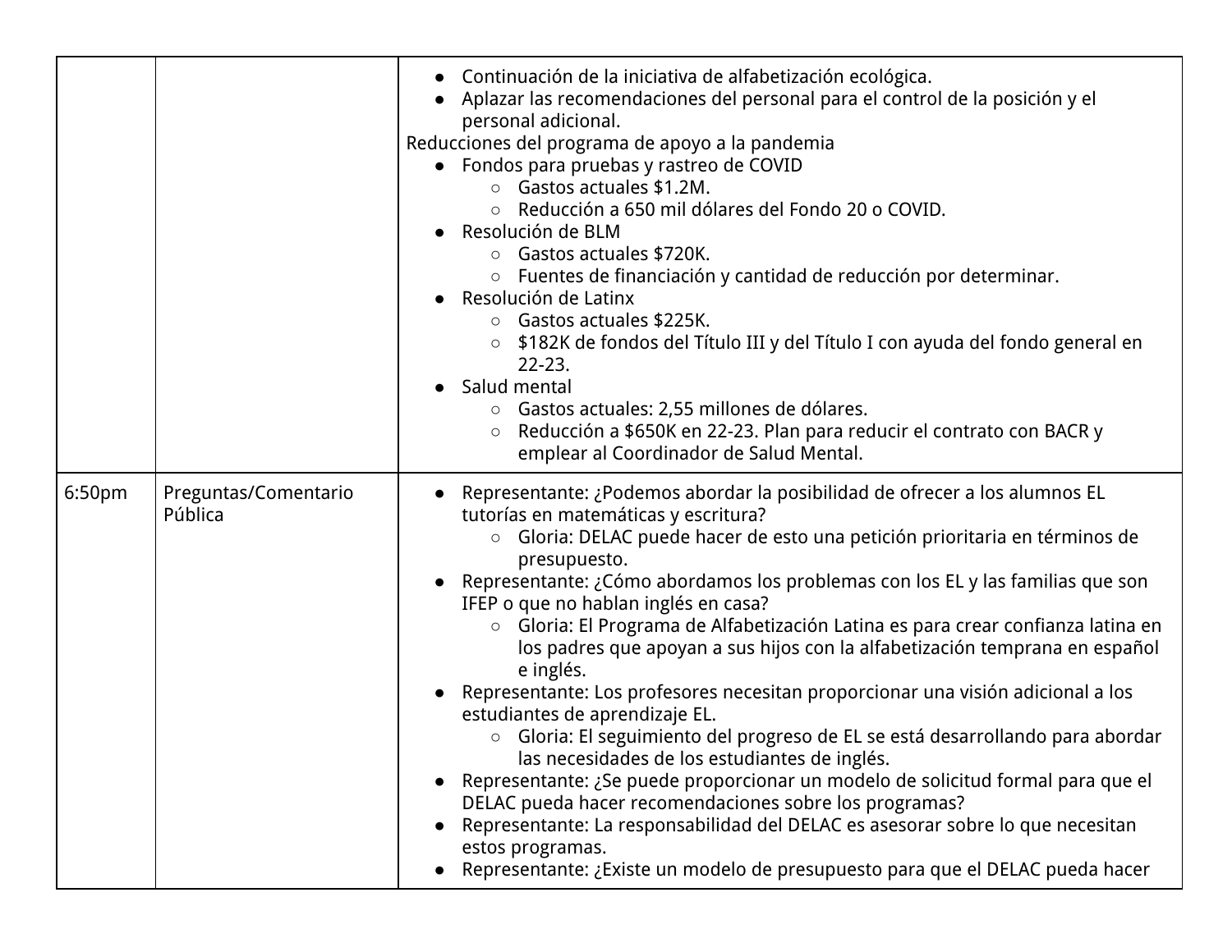| | | |
|---|---|---|
| | | ● Continuación de la iniciativa de alfabetización ecológica.<br>● Aplazar las recomendaciones del personal para el control de la posición y el personal adicional.<br>Reducciones del programa de apoyo a la pandemia<br>● Fondos para pruebas y rastreo de COVID<br>&nbsp;&nbsp;&nbsp;&nbsp;○ Gastos actuales $1.2M.<br>&nbsp;&nbsp;&nbsp;&nbsp;○ Reducción a 650 mil dólares del Fondo 20 o COVID.<br>● Resolución de BLM<br>&nbsp;&nbsp;&nbsp;&nbsp;○ Gastos actuales $720K.<br>&nbsp;&nbsp;&nbsp;&nbsp;○ Fuentes de financiación y cantidad de reducción por determinar.<br>● Resolución de Latinx<br>&nbsp;&nbsp;&nbsp;&nbsp;○ Gastos actuales $225K.<br>&nbsp;&nbsp;&nbsp;&nbsp;○ $182K de fondos del Título III y del Título I con ayuda del fondo general en 22-23.<br>● Salud mental<br>&nbsp;&nbsp;&nbsp;&nbsp;○ Gastos actuales: 2,55 millones de dólares.<br>&nbsp;&nbsp;&nbsp;&nbsp;○ Reducción a $650K en 22-23. Plan para reducir el contrato con BACR y emplear al Coordinador de Salud Mental. |
| 6:50pm | Preguntas/Comentario Pública | ● Representante: ¿Podemos abordar la posibilidad de ofrecer a los alumnos EL tutorías en matemáticas y escritura?<br>&nbsp;&nbsp;&nbsp;&nbsp;○ Gloria: DELAC puede hacer de esto una petición prioritaria en términos de presupuesto.<br>● Representante: ¿Cómo abordamos los problemas con los EL y las familias que son IFEP o que no hablan inglés en casa?<br>&nbsp;&nbsp;&nbsp;&nbsp;○ Gloria: El Programa de Alfabetización Latina es para crear confianza latina en los padres que apoyan a sus hijos con la alfabetización temprana en español e inglés.<br>● Representante: Los profesores necesitan proporcionar una visión adicional a los estudiantes de aprendizaje EL.<br>&nbsp;&nbsp;&nbsp;&nbsp;○ Gloria: El seguimiento del progreso de EL se está desarrollando para abordar las necesidades de los estudiantes de inglés.<br>● Representante: ¿Se puede proporcionar un modelo de solicitud formal para que el DELAC pueda hacer recomendaciones sobre los programas?<br>● Representante: La responsabilidad del DELAC es asesorar sobre lo que necesitan estos programas.<br>● Representante: ¿Existe un modelo de presupuesto para que el DELAC pueda hacer |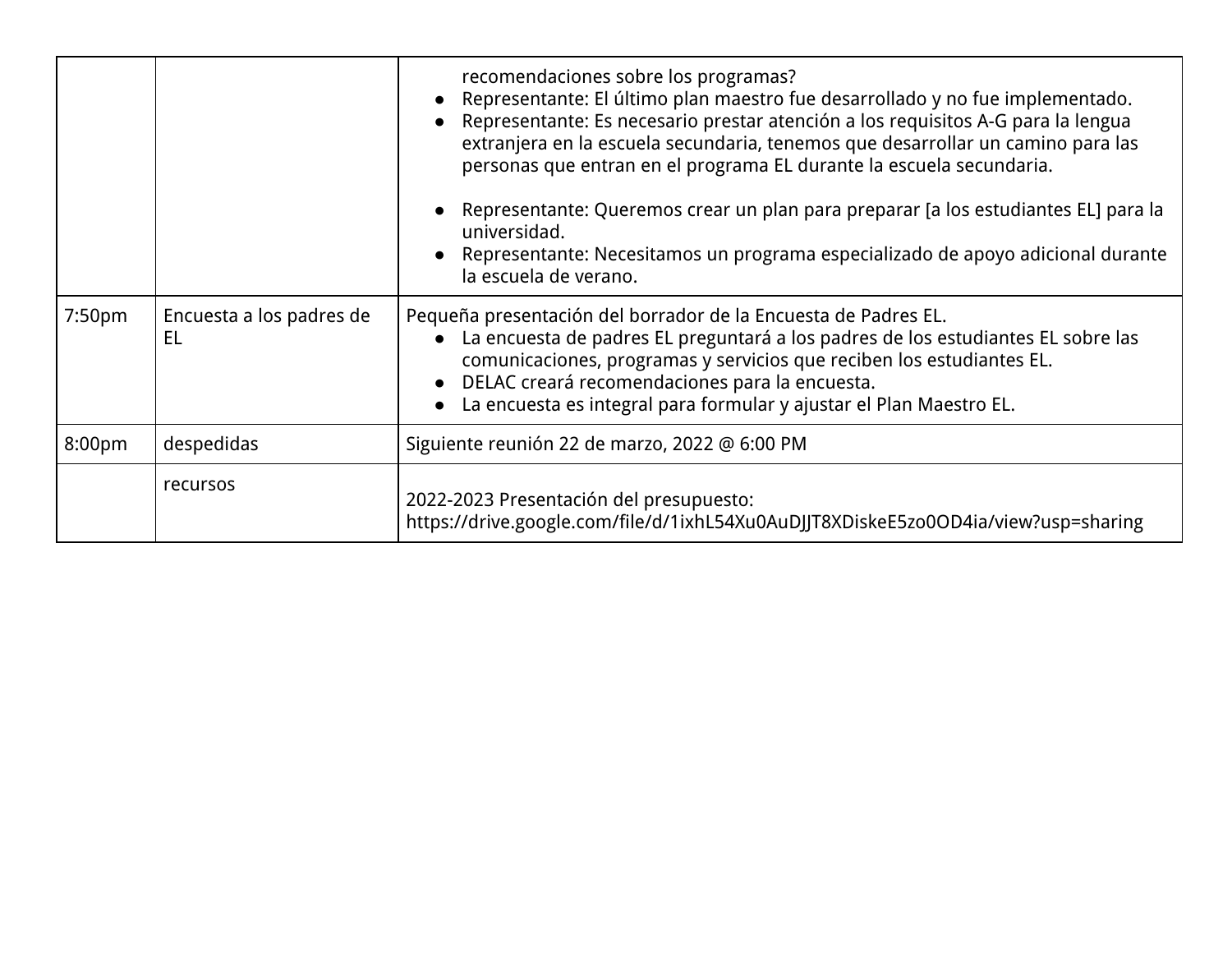| | | |
|---|---|---|
| | | recomendaciones sobre los programas?<br>• Representante: El último plan maestro fue desarrollado y no fue implementado.<br>• Representante: Es necesario prestar atención a los requisitos A-G para la lengua extranjera en la escuela secundaria, tenemos que desarrollar un camino para las personas que entran en el programa EL durante la escuela secundaria.<br><br>• Representante: Queremos crear un plan para preparar [a los estudiantes EL] para la universidad.<br>• Representante: Necesitamos un programa especializado de apoyo adicional durante la escuela de verano. |
| 7:50pm | Encuesta a los padres de EL | Pequeña presentación del borrador de la Encuesta de Padres EL.<br>• La encuesta de padres EL preguntará a los padres de los estudiantes EL sobre las comunicaciones, programas y servicios que reciben los estudiantes EL.<br>• DELAC creará recomendaciones para la encuesta.<br>• La encuesta es integral para formular y ajustar el Plan Maestro EL. |
| 8:00pm | despedidas | Siguiente reunión 22 de marzo, 2022 @ 6:00 PM |
| | recursos | 2022-2023 Presentación del presupuesto: https://drive.google.com/file/d/1ixhL54Xu0AuDJJT8XDiskeE5zo0OD4ia/view?usp=sharing |